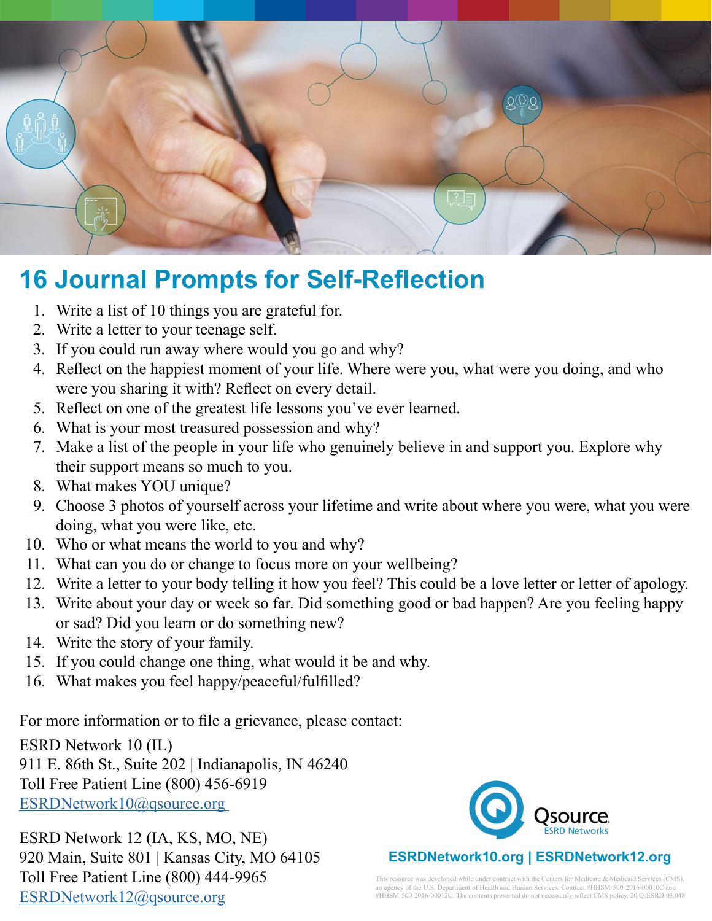# 16 Journal Prompts for Self-Reflection

1. Write a list of 10 things you are grateful for.
2. Write a letter to your teenage self.
3. If you could run away where would you go and why?
4. Reflect on the happiest moment of your life. Where were you, what were you doing, and who were you sharing it with? Reflect on every detail.
5. Reflect on one of the greatest life lessons you've ever learned.
6. What is your most treasured possession and why?
7. Make a list of the people in your life who genuinely believe in and support you. Explore why their support means so much to you.
8. What makes YOU unique?
9. Choose 3 photos of yourself across your lifetime and write about where you were, what you were doing, what you were like, etc.
10. Who or what means the world to you and why?
11. What can you do or change to focus more on your wellbeing?
12. Write a letter to your body telling it how you feel? This could be a love letter or letter of apology.
13. Write about your day or week so far. Did something good or bad happen? Are you feeling happy or sad? Did you learn or do something new?
14. Write the story of your family.
15. If you could change one thing, what would it be and why.
16. What makes you feel happy/peaceful/fulfilled?

For more information or to file a grievance, please contact:

ESRD Network 10 (IL)
911 E. 86th St., Suite 202 | Indianapolis, IN 46240
Toll Free Patient Line (800) 456-6919
ESRDNetwork10@qsource.org

ESRD Network 12 (IA, KS, MO, NE)
920 Main, Suite 801 | Kansas City, MO 64105
Toll Free Patient Line (800) 444-9965
ESRDNetwork12@qsource.org

Qsource ESRD Networks

**ESRDNetwork10.org | ESRDNetwork12.org**

This resource was developed while under contract with the Centers for Medicare & Medicaid Services (CMS), an agency of the U.S. Department of Health and Human Services. Contract #HHSM-500-2016-00010C and #HHSM-500-2016-00012C. The contents presented do not necessarily reflect CMS policy. 20.Q-ESRD.03.048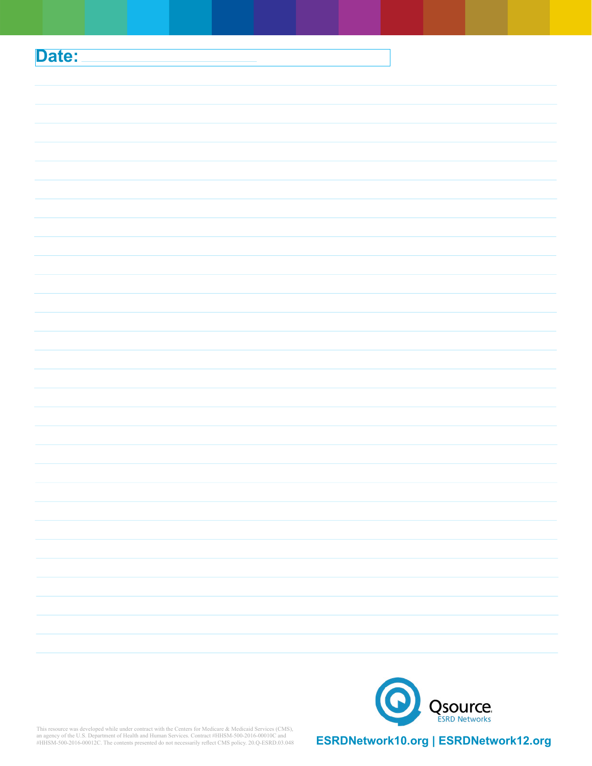**Date:** ______________________

This resource was developed while under contract with the Centers for Medicare & Medicaid Services (CMS), an agency of the U.S. Department of Health and Human Services. Contract #HHSM-500-2016-00010C and #HHSM-500-2016-00012C. The contents presented do not necessarily reflect CMS policy. 20.Q-ESRD.03.048

Qsource ESRD Networks

**ESRDNetwork10.org | ESRDNetwork12.org**